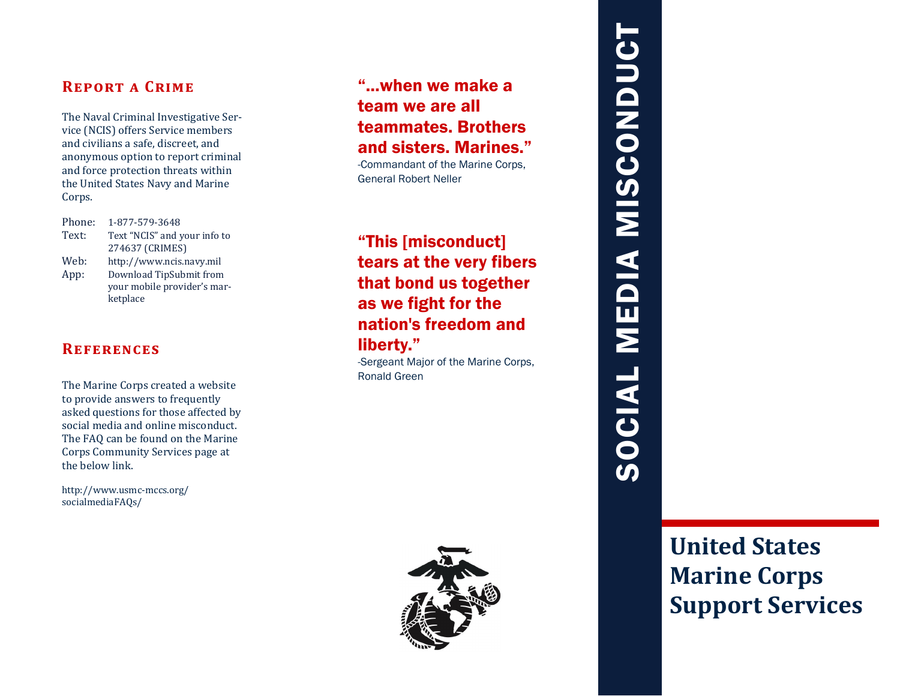## Report a Crime

The Naval Criminal Investigative Service (NCIS) offers Service members and civilians a safe, discreet, and anonymous option to report criminal and force protection threats within the United States Navy and Marine Corps.

| | |
|---|---|
| Phone: | 1-877-579-3648 |
| Text: | Text "NCIS" and your info to 274637 (CRIMES) |
| Web: | http://www.ncis.navy.mil |
| App: | Download TipSubmit from your mobile provider's marketplace |

## References

The Marine Corps created a website to provide answers to frequently asked questions for those affected by social media and online misconduct. The FAQ can be found on the Marine Corps Community Services page at the below link.

http://www.usmc-mccs.org/socialmediaFAQs/

**"...when we make a team we are all teammates. Brothers and sisters. Marines."**

-Commandant of the Marine Corps, General Robert Neller

**"This [misconduct] tears at the very fibers that bond us together as we fight for the nation's freedom and liberty."**

-Sergeant Major of the Marine Corps, Ronald Green

# SOCIAL MEDIA MISCONDUCT

## United States Marine Corps Support Services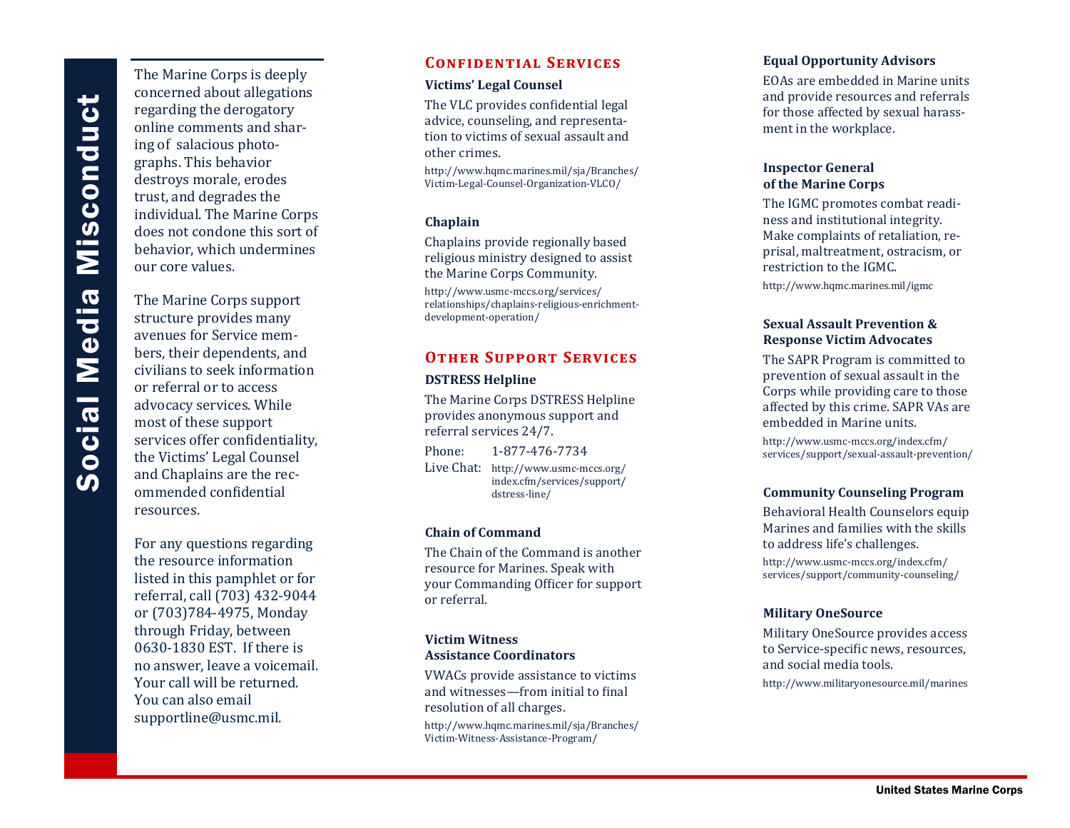# Social Media Misconduct

The Marine Corps is deeply concerned about allegations regarding the derogatory online comments and sharing of salacious photographs. This behavior destroys morale, erodes trust, and degrades the individual. The Marine Corps does not condone this sort of behavior, which undermines our core values.

The Marine Corps support structure provides many avenues for Service members, their dependents, and civilians to seek information or referral or to access advocacy services. While most of these support services offer confidentiality, the Victims' Legal Counsel and Chaplains are the recommended confidential resources.

For any questions regarding the resource information listed in this pamphlet or for referral, call (703) 432-9044 or (703)784-4975, Monday through Friday, between 0630-1830 EST. If there is no answer, leave a voicemail. Your call will be returned. You can also email supportline@usmc.mil.

## Confidential Services

**Victims' Legal Counsel**

The VLC provides confidential legal advice, counseling, and representation to victims of sexual assault and other crimes.

http://www.hqmc.marines.mil/sja/Branches/Victim-Legal-Counsel-Organization-VLCO/

**Chaplain**

Chaplains provide regionally based religious ministry designed to assist the Marine Corps Community.

http://www.usmc-mccs.org/services/relationships/chaplains-religious-enrichment-development-operation/

## Other Support Services

**DSTRESS Helpline**

The Marine Corps DSTRESS Helpline provides anonymous support and referral services 24/7.

Phone: 1-877-476-7734

Live Chat: http://www.usmc-mccs.org/index.cfm/services/support/dstress-line/

**Chain of Command**

The Chain of the Command is another resource for Marines. Speak with your Commanding Officer for support or referral.

**Victim Witness Assistance Coordinators**

VWACs provide assistance to victims and witnesses—from initial to final resolution of all charges.

http://www.hqmc.marines.mil/sja/Branches/Victim-Witness-Assistance-Program/

**Equal Opportunity Advisors**

EOAs are embedded in Marine units and provide resources and referrals for those affected by sexual harassment in the workplace.

**Inspector General of the Marine Corps**

The IGMC promotes combat readiness and institutional integrity. Make complaints of retaliation, reprisal, maltreatment, ostracism, or restriction to the IGMC.

http://www.hqmc.marines.mil/igmc

**Sexual Assault Prevention & Response Victim Advocates**

The SAPR Program is committed to prevention of sexual assault in the Corps while providing care to those affected by this crime. SAPR VAs are embedded in Marine units.

http://www.usmc-mccs.org/index.cfm/services/support/sexual-assault-prevention/

**Community Counseling Program**

Behavioral Health Counselors equip Marines and families with the skills to address life's challenges.

http://www.usmc-mccs.org/index.cfm/services/support/community-counseling/

**Military OneSource**

Military OneSource provides access to Service-specific news, resources, and social media tools.

http://www.militaryonesource.mil/marines

United States Marine Corps